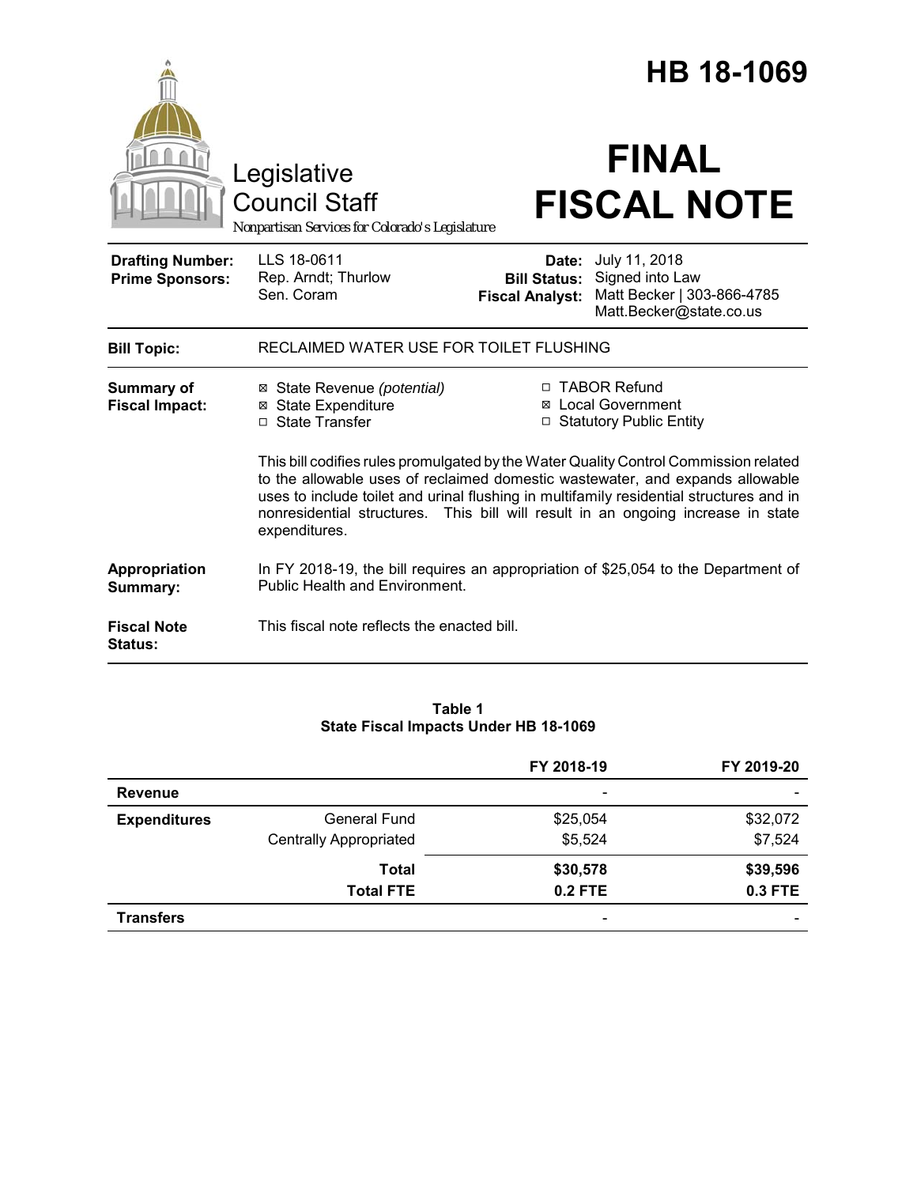# HB 18-1069

Legislative Council Staff

*Nonpartisan Services for Colorado's Legislature*

# FINAL FISCAL NOTE

| | | | |
|---|---|---|---|
| **Drafting Number:** | LLS 18-0611 | **Date:** | July 11, 2018 |
| **Prime Sponsors:** | Rep. Arndt; Thurlow<br>Sen. Coram | **Bill Status:** | Signed into Law |
| | | **Fiscal Analyst:** | Matt Becker \| 303-866-4785<br>Matt.Becker@state.co.us |

| | |
|---|---|
| **Bill Topic:** | RECLAIMED WATER USE FOR TOILET FLUSHING |
| **Summary of Fiscal Impact:** | ☒ State Revenue *(potential)*<br>☒ State Expenditure<br>☐ State Transfer<br>☐ TABOR Refund<br>☒ Local Government<br>☐ Statutory Public Entity<br><br>This bill codifies rules promulgated by the Water Quality Control Commission related to the allowable uses of reclaimed domestic wastewater, and expands allowable uses to include toilet and urinal flushing in multifamily residential structures and in nonresidential structures. This bill will result in an ongoing increase in state expenditures. |
| **Appropriation Summary:** | In FY 2018-19, the bill requires an appropriation of $25,054 to the Department of Public Health and Environment. |
| **Fiscal Note Status:** | This fiscal note reflects the enacted bill. |

**Table 1**
**State Fiscal Impacts Under HB 18-1069**

| | | FY 2018-19 | FY 2019-20 |
|---|---|---|---|
| **Revenue** | | - | - |
| **Expenditures** | General Fund | $25,054 | $32,072 |
| | Centrally Appropriated | $5,524 | $7,524 |
| | **Total** | **$30,578** | **$39,596** |
| | **Total FTE** | **0.2 FTE** | **0.3 FTE** |
| **Transfers** | | - | - |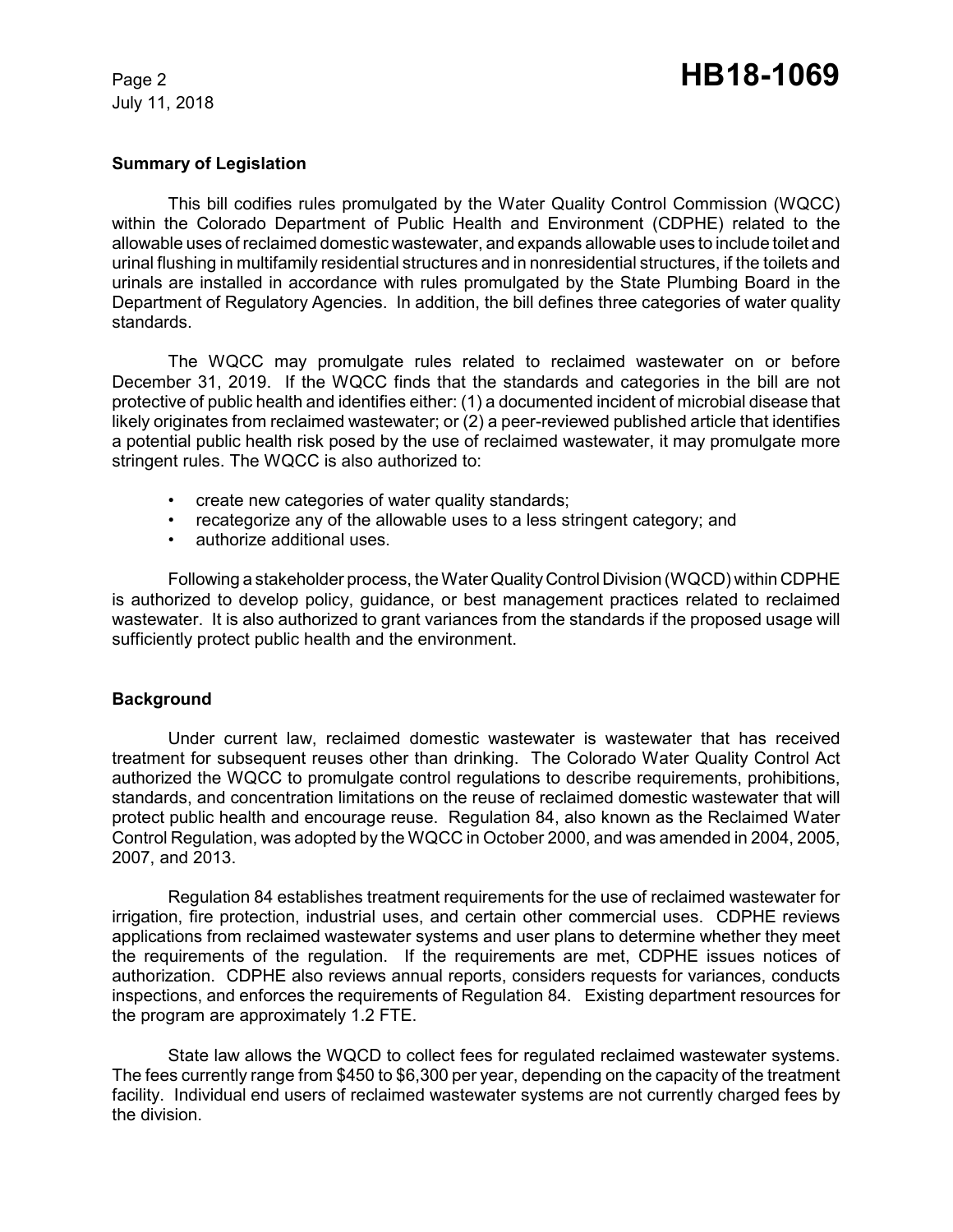## Summary of Legislation

This bill codifies rules promulgated by the Water Quality Control Commission (WQCC) within the Colorado Department of Public Health and Environment (CDPHE) related to the allowable uses of reclaimed domestic wastewater, and expands allowable uses to include toilet and urinal flushing in multifamily residential structures and in nonresidential structures, if the toilets and urinals are installed in accordance with rules promulgated by the State Plumbing Board in the Department of Regulatory Agencies. In addition, the bill defines three categories of water quality standards.

The WQCC may promulgate rules related to reclaimed wastewater on or before December 31, 2019. If the WQCC finds that the standards and categories in the bill are not protective of public health and identifies either: (1) a documented incident of microbial disease that likely originates from reclaimed wastewater; or (2) a peer-reviewed published article that identifies a potential public health risk posed by the use of reclaimed wastewater, it may promulgate more stringent rules. The WQCC is also authorized to:

- create new categories of water quality standards;
- recategorize any of the allowable uses to a less stringent category; and
- authorize additional uses.

Following a stakeholder process, the Water Quality Control Division (WQCD) within CDPHE is authorized to develop policy, guidance, or best management practices related to reclaimed wastewater. It is also authorized to grant variances from the standards if the proposed usage will sufficiently protect public health and the environment.

## Background

Under current law, reclaimed domestic wastewater is wastewater that has received treatment for subsequent reuses other than drinking. The Colorado Water Quality Control Act authorized the WQCC to promulgate control regulations to describe requirements, prohibitions, standards, and concentration limitations on the reuse of reclaimed domestic wastewater that will protect public health and encourage reuse. Regulation 84, also known as the Reclaimed Water Control Regulation, was adopted by the WQCC in October 2000, and was amended in 2004, 2005, 2007, and 2013.

Regulation 84 establishes treatment requirements for the use of reclaimed wastewater for irrigation, fire protection, industrial uses, and certain other commercial uses. CDPHE reviews applications from reclaimed wastewater systems and user plans to determine whether they meet the requirements of the regulation. If the requirements are met, CDPHE issues notices of authorization. CDPHE also reviews annual reports, considers requests for variances, conducts inspections, and enforces the requirements of Regulation 84. Existing department resources for the program are approximately 1.2 FTE.

State law allows the WQCD to collect fees for regulated reclaimed wastewater systems. The fees currently range from $450 to $6,300 per year, depending on the capacity of the treatment facility. Individual end users of reclaimed wastewater systems are not currently charged fees by the division.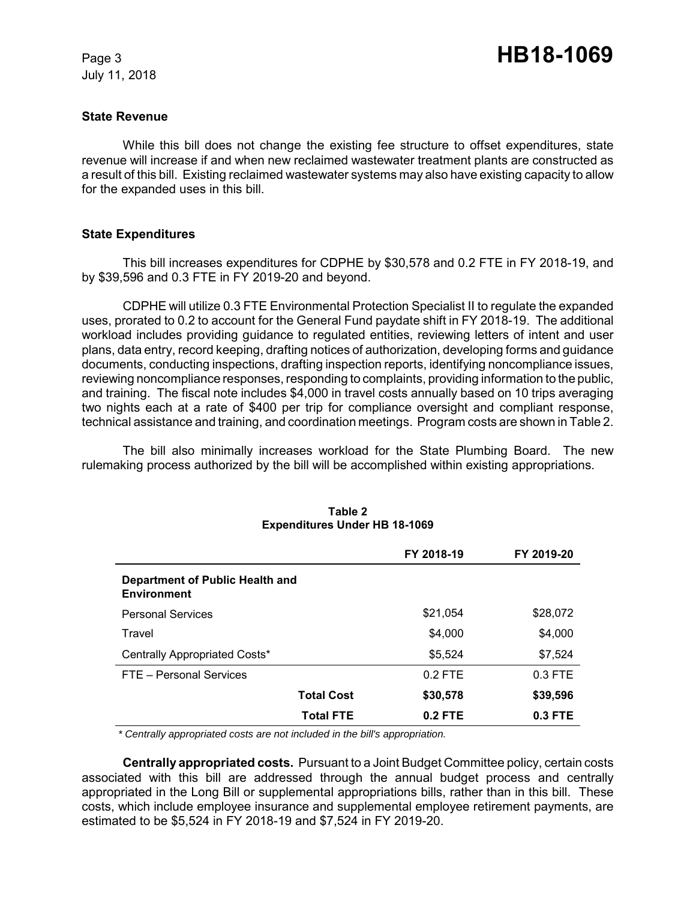### State Revenue

While this bill does not change the existing fee structure to offset expenditures, state revenue will increase if and when new reclaimed wastewater treatment plants are constructed as a result of this bill. Existing reclaimed wastewater systems may also have existing capacity to allow for the expanded uses in this bill.

### State Expenditures

This bill increases expenditures for CDPHE by $30,578 and 0.2 FTE in FY 2018-19, and by $39,596 and 0.3 FTE in FY 2019-20 and beyond.

CDPHE will utilize 0.3 FTE Environmental Protection Specialist II to regulate the expanded uses, prorated to 0.2 to account for the General Fund paydate shift in FY 2018-19. The additional workload includes providing guidance to regulated entities, reviewing letters of intent and user plans, data entry, record keeping, drafting notices of authorization, developing forms and guidance documents, conducting inspections, drafting inspection reports, identifying noncompliance issues, reviewing noncompliance responses, responding to complaints, providing information to the public, and training. The fiscal note includes $4,000 in travel costs annually based on 10 trips averaging two nights each at a rate of $400 per trip for compliance oversight and compliant response, technical assistance and training, and coordination meetings. Program costs are shown in Table 2.

The bill also minimally increases workload for the State Plumbing Board. The new rulemaking process authorized by the bill will be accomplished within existing appropriations.

**Table 2**
**Expenditures Under HB 18-1069**

| | FY 2018-19 | FY 2019-20 |
|---|---|---|
| **Department of Public Health and Environment** | | |
| Personal Services | $21,054 | $28,072 |
| Travel | $4,000 | $4,000 |
| Centrally Appropriated Costs* | $5,524 | $7,524 |
| FTE – Personal Services | 0.2 FTE | 0.3 FTE |
| **Total Cost** | **$30,578** | **$39,596** |
| **Total FTE** | **0.2 FTE** | **0.3 FTE** |

*\* Centrally appropriated costs are not included in the bill's appropriation.*

**Centrally appropriated costs.** Pursuant to a Joint Budget Committee policy, certain costs associated with this bill are addressed through the annual budget process and centrally appropriated in the Long Bill or supplemental appropriations bills, rather than in this bill. These costs, which include employee insurance and supplemental employee retirement payments, are estimated to be $5,524 in FY 2018-19 and $7,524 in FY 2019-20.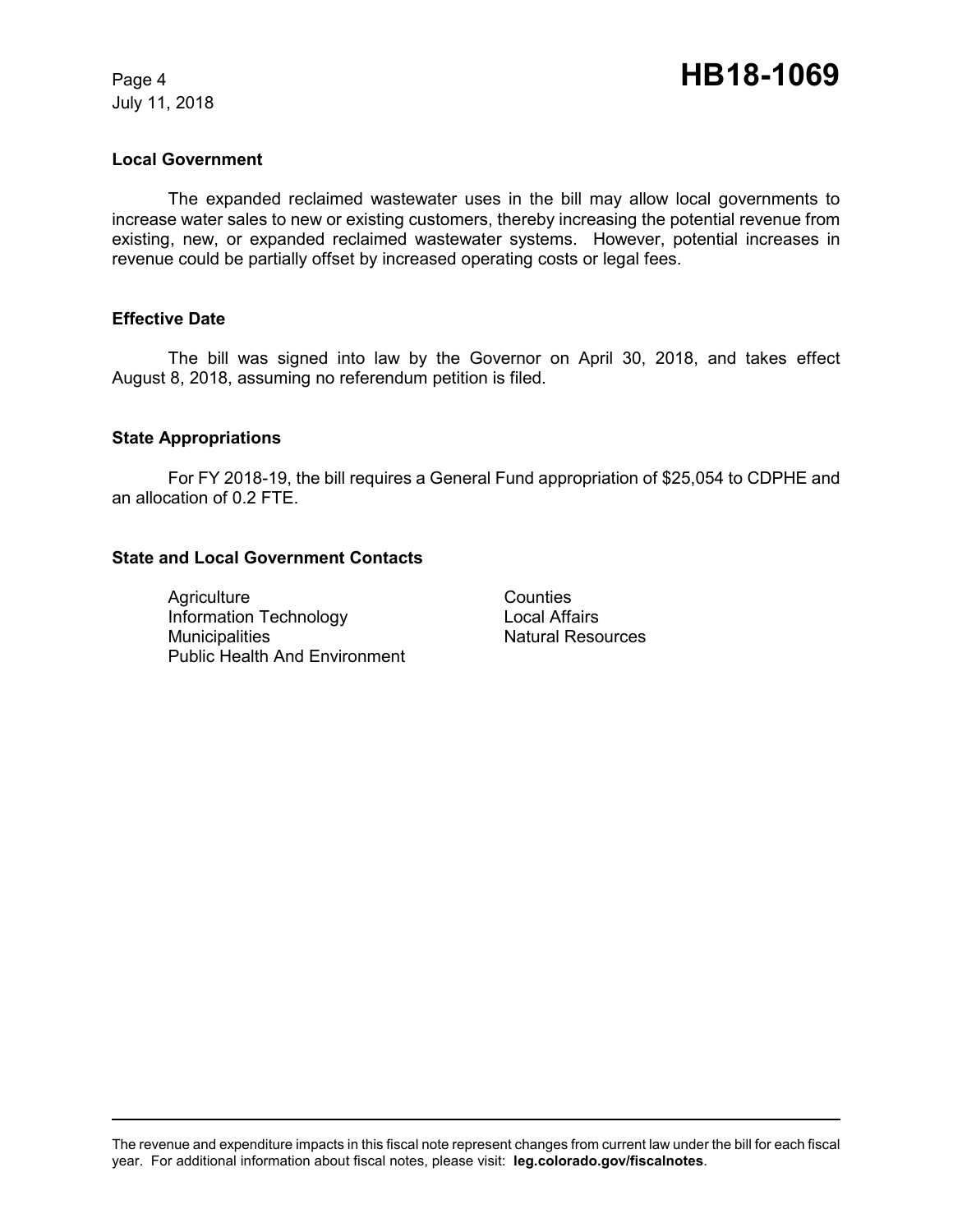### Local Government

The expanded reclaimed wastewater uses in the bill may allow local governments to increase water sales to new or existing customers, thereby increasing the potential revenue from existing, new, or expanded reclaimed wastewater systems. However, potential increases in revenue could be partially offset by increased operating costs or legal fees.

### Effective Date

The bill was signed into law by the Governor on April 30, 2018, and takes effect August 8, 2018, assuming no referendum petition is filed.

### State Appropriations

For FY 2018-19, the bill requires a General Fund appropriation of $25,054 to CDPHE and an allocation of 0.2 FTE.

### State and Local Government Contacts

- Agriculture
- Counties
- Information Technology
- Local Affairs
- Municipalities
- Natural Resources
- Public Health And Environment

The revenue and expenditure impacts in this fiscal note represent changes from current law under the bill for each fiscal year. For additional information about fiscal notes, please visit: **leg.colorado.gov/fiscalnotes**.